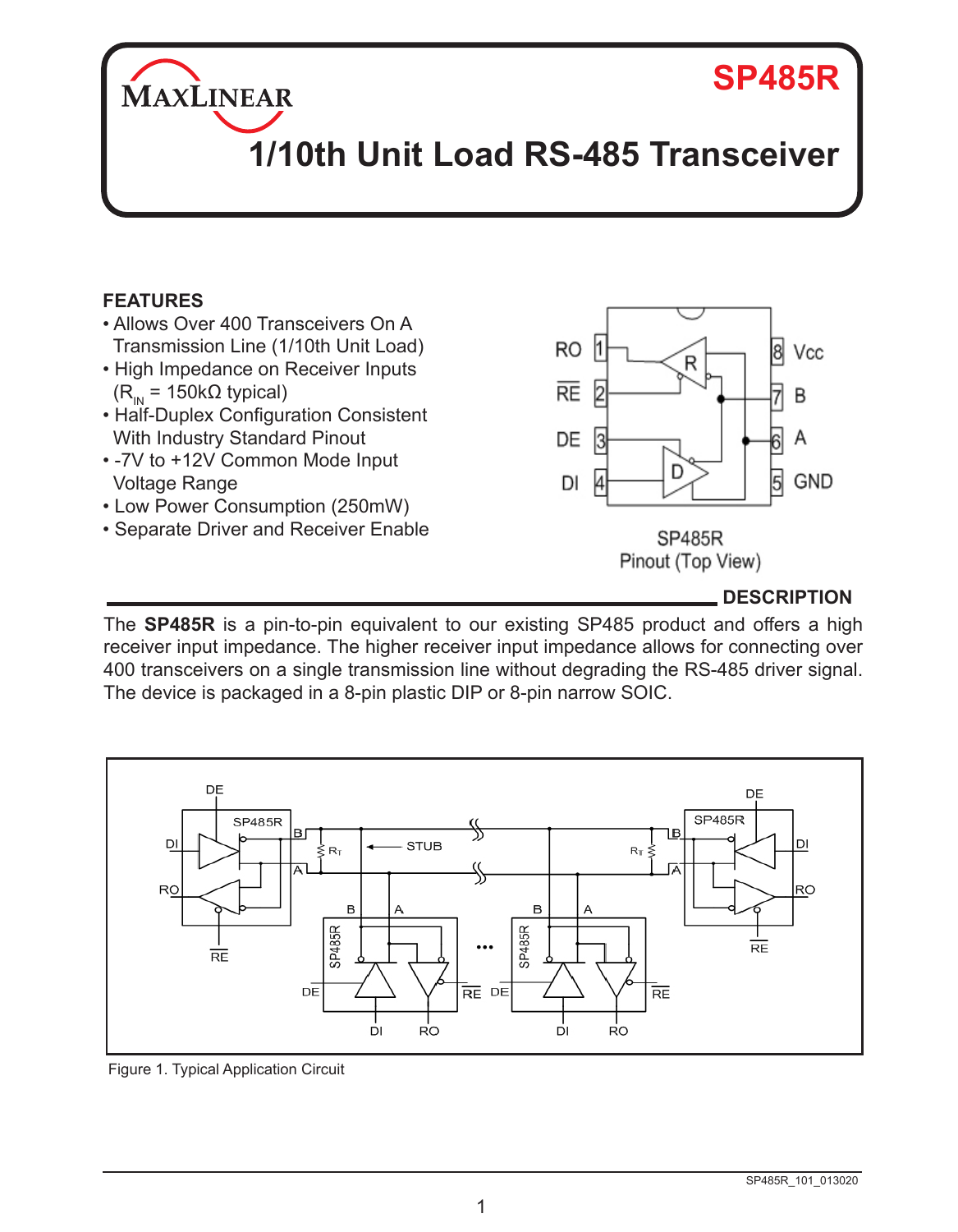# SP485R

## 1/10th Unit Load RS-485 Transceiver

### FEATURES

- Allows Over 400 Transceivers On A Transmission Line (1/10th Unit Load)
- High Impedance on Receiver Inputs ($R_{IN}$ = 150kΩ typical)
- Half-Duplex Configuration Consistent With Industry Standard Pinout
- -7V to +12V Common Mode Input Voltage Range
- Low Power Consumption (250mW)
- Separate Driver and Receiver Enable

SP485R
Pinout (Top View)

### DESCRIPTION

The **SP485R** is a pin-to-pin equivalent to our existing SP485 product and offers a high receiver input impedance. The higher receiver input impedance allows for connecting over 400 transceivers on a single transmission line without degrading the RS-485 driver signal. The device is packaged in a 8-pin plastic DIP or 8-pin narrow SOIC.

Figure 1. Typical Application Circuit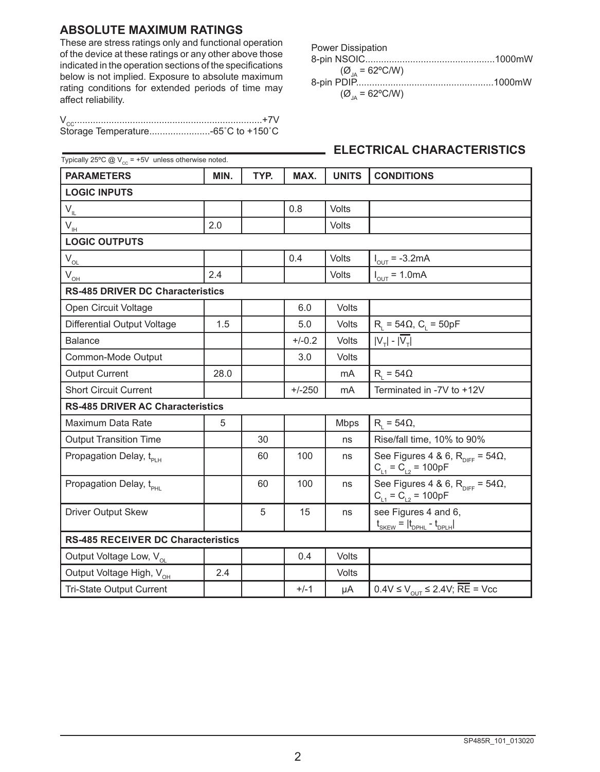## ABSOLUTE MAXIMUM RATINGS

These are stress ratings only and functional operation of the device at these ratings or any other above those indicated in the operation sections of the specifications below is not implied. Exposure to absolute maximum rating conditions for extended periods of time may affect reliability.

$V_{CC}$.......................................................................+7V
Storage Temperature.......................-65˚C to +150˚C

Power Dissipation
8-pin NSOIC.................................................1000mW
($Ø_{JA}$ = 62ºC/W)
8-pin PDIP....................................................1000mW
($Ø_{JA}$ = 62ºC/W)

## ELECTRICAL CHARACTERISTICS

Typically 25ºC @ $V_{CC}$ = +5V unless otherwise noted.

| PARAMETERS | MIN. | TYP. | MAX. | UNITS | CONDITIONS |
|---|---|---|---|---|---|
| **LOGIC INPUTS** | | | | | |
| $V_{IL}$ | | | 0.8 | Volts | |
| $V_{IH}$ | 2.0 | | | Volts | |
| **LOGIC OUTPUTS** | | | | | |
| $V_{OL}$ | | | 0.4 | Volts | $I_{OUT}$ = -3.2mA |
| $V_{OH}$ | 2.4 | | | Volts | $I_{OUT}$ = 1.0mA |
| **RS-485 DRIVER DC Characteristics** | | | | | |
| Open Circuit Voltage | | | 6.0 | Volts | |
| Differential Output Voltage | 1.5 | | 5.0 | Volts | $R_L$ = 54Ω, $C_L$ = 50pF |
| Balance | | | +/-0.2 | Volts | $\|V_T\| - \|\overline{V_T}\|$ |
| Common-Mode Output | | | 3.0 | Volts | |
| Output Current | 28.0 | | | mA | $R_L$ = 54Ω |
| Short Circuit Current | | | +/-250 | mA | Terminated in -7V to +12V |
| **RS-485 DRIVER AC Characteristics** | | | | | |
| Maximum Data Rate | 5 | | | Mbps | $R_L$ = 54Ω, |
| Output Transition Time | | 30 | | ns | Rise/fall time, 10% to 90% |
| Propagation Delay, $t_{PLH}$ | | 60 | 100 | ns | See Figures 4 & 6, $R_{DIFF}$ = 54Ω, $C_{L1} = C_{L2}$ = 100pF |
| Propagation Delay, $t_{PHL}$ | | 60 | 100 | ns | See Figures 4 & 6, $R_{DIFF}$ = 54Ω, $C_{L1} = C_{L2}$ = 100pF |
| Driver Output Skew | | 5 | 15 | ns | see Figures 4 and 6, $t_{SKEW} = \|t_{DPHL} - t_{DPLH}\|$ |
| **RS-485 RECEIVER DC Characteristics** | | | | | |
| Output Voltage Low, $V_{OL}$ | | | 0.4 | Volts | |
| Output Voltage High, $V_{OH}$ | 2.4 | | | Volts | |
| Tri-State Output Current | | | +/-1 | µA | 0.4V ≤ $V_{OUT}$ ≤ 2.4V; $\overline{RE}$ = Vcc |

SP485R_101_013020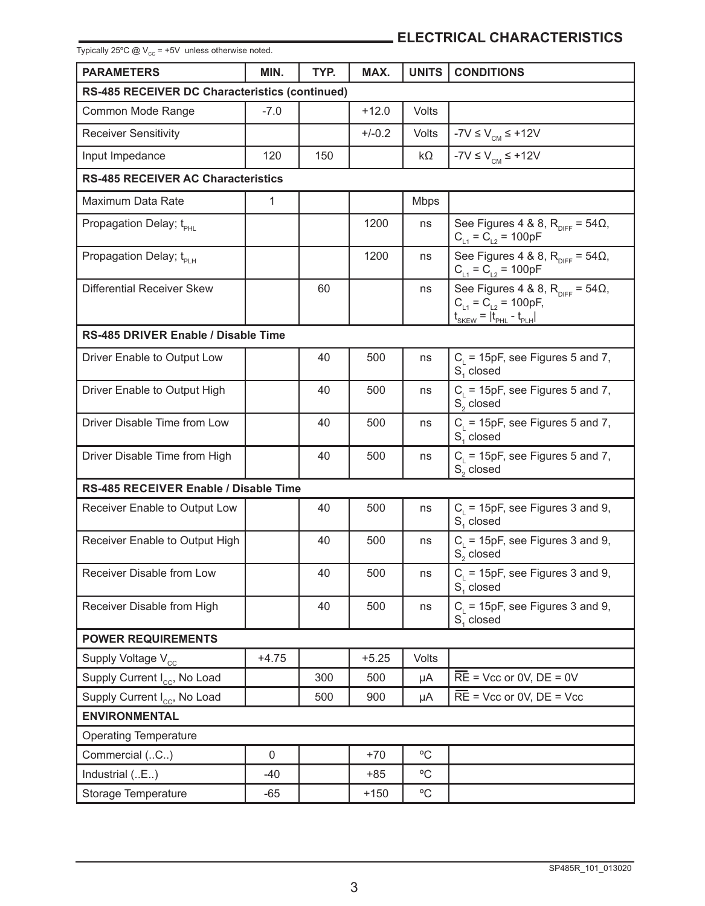## ELECTRICAL CHARACTERISTICS

Typically 25ºC @ $V_{CC}$ = +5V unless otherwise noted.

| PARAMETERS | MIN. | TYP. | MAX. | UNITS | CONDITIONS |
|---|---|---|---|---|---|
| **RS-485 RECEIVER DC Characteristics (continued)** | | | | | |
| Common Mode Range | -7.0 | | +12.0 | Volts | |
| Receiver Sensitivity | | | +/-0.2 | Volts | -7V ≤ $V_{CM}$ ≤ +12V |
| Input Impedance | 120 | 150 | | kΩ | -7V ≤ $V_{CM}$ ≤ +12V |
| **RS-485 RECEIVER AC Characteristics** | | | | | |
| Maximum Data Rate | 1 | | | Mbps | |
| Propagation Delay; $t_{PHL}$ | | | 1200 | ns | See Figures 4 & 8, $R_{DIFF}$ = 54Ω, $C_{L1}$ = $C_{L2}$ = 100pF |
| Propagation Delay; $t_{PLH}$ | | | 1200 | ns | See Figures 4 & 8, $R_{DIFF}$ = 54Ω, $C_{L1}$ = $C_{L2}$ = 100pF |
| Differential Receiver Skew | | 60 | | ns | See Figures 4 & 8, $R_{DIFF}$ = 54Ω, $C_{L1}$ = $C_{L2}$ = 100pF, $t_{SKEW} = \lvert t_{PHL} - t_{PLH} \rvert$ |
| **RS-485 DRIVER Enable / Disable Time** | | | | | |
| Driver Enable to Output Low | | 40 | 500 | ns | $C_L$ = 15pF, see Figures 5 and 7, $S_1$ closed |
| Driver Enable to Output High | | 40 | 500 | ns | $C_L$ = 15pF, see Figures 5 and 7, $S_2$ closed |
| Driver Disable Time from Low | | 40 | 500 | ns | $C_L$ = 15pF, see Figures 5 and 7, $S_1$ closed |
| Driver Disable Time from High | | 40 | 500 | ns | $C_L$ = 15pF, see Figures 5 and 7, $S_2$ closed |
| **RS-485 RECEIVER Enable / Disable Time** | | | | | |
| Receiver Enable to Output Low | | 40 | 500 | ns | $C_L$ = 15pF, see Figures 3 and 9, $S_1$ closed |
| Receiver Enable to Output High | | 40 | 500 | ns | $C_L$ = 15pF, see Figures 3 and 9, $S_2$ closed |
| Receiver Disable from Low | | 40 | 500 | ns | $C_L$ = 15pF, see Figures 3 and 9, $S_1$ closed |
| Receiver Disable from High | | 40 | 500 | ns | $C_L$ = 15pF, see Figures 3 and 9, $S_1$ closed |
| **POWER REQUIREMENTS** | | | | | |
| Supply Voltage $V_{CC}$ | +4.75 | | +5.25 | Volts | |
| Supply Current $I_{CC}$, No Load | | 300 | 500 | µA | $\overline{RE}$ = Vcc or 0V, DE = 0V |
| Supply Current $I_{CC}$, No Load | | 500 | 900 | µA | $\overline{RE}$ = Vcc or 0V, DE = Vcc |
| **ENVIRONMENTAL** | | | | | |
| Operating Temperature | | | | | |
| Commercial (..C..) | 0 | | +70 | ºC | |
| Industrial (..E..) | -40 | | +85 | ºC | |
| Storage Temperature | -65 | | +150 | ºC | |

SP485R_101_013020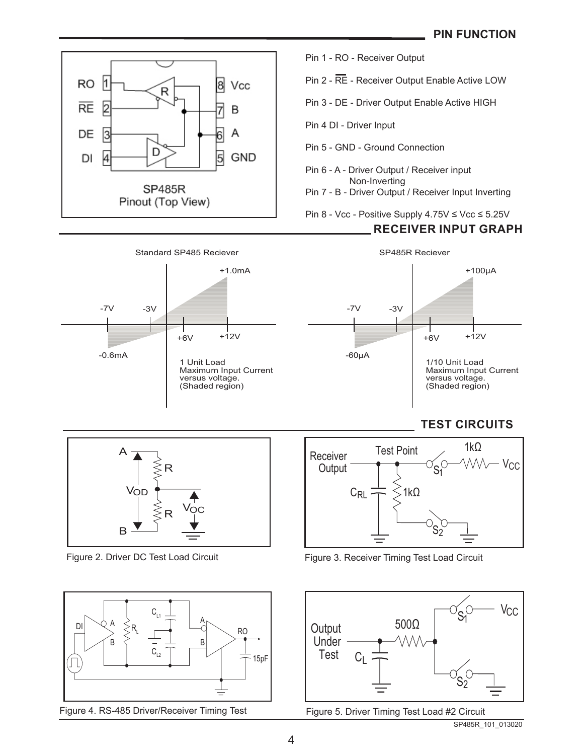## PIN FUNCTION

SP485R
Pinout (Top View)

Pin 1 - RO - Receiver Output

Pin 2 - $\overline{RE}$ - Receiver Output Enable Active LOW

Pin 3 - DE - Driver Output Enable Active HIGH

Pin 4 DI - Driver Input

Pin 5 - GND - Ground Connection

Pin 6 - A - Driver Output / Receiver input Non-Inverting

Pin 7 - B - Driver Output / Receiver Input Inverting

Pin 8 - Vcc - Positive Supply 4.75V ≤ Vcc ≤ 5.25V

## RECEIVER INPUT GRAPH

Standard SP485 Reciever

1 Unit Load
Maximum Input Current versus voltage.
(Shaded region)

SP485R Reciever

1/10 Unit Load
Maximum Input Current versus voltage.
(Shaded region)

## TEST CIRCUITS

Figure 2. Driver DC Test Load Circuit

Figure 3. Receiver Timing Test Load Circuit

Figure 4. RS-485 Driver/Receiver Timing Test

Figure 5. Driver Timing Test Load #2 Circuit

SP485R_101_013020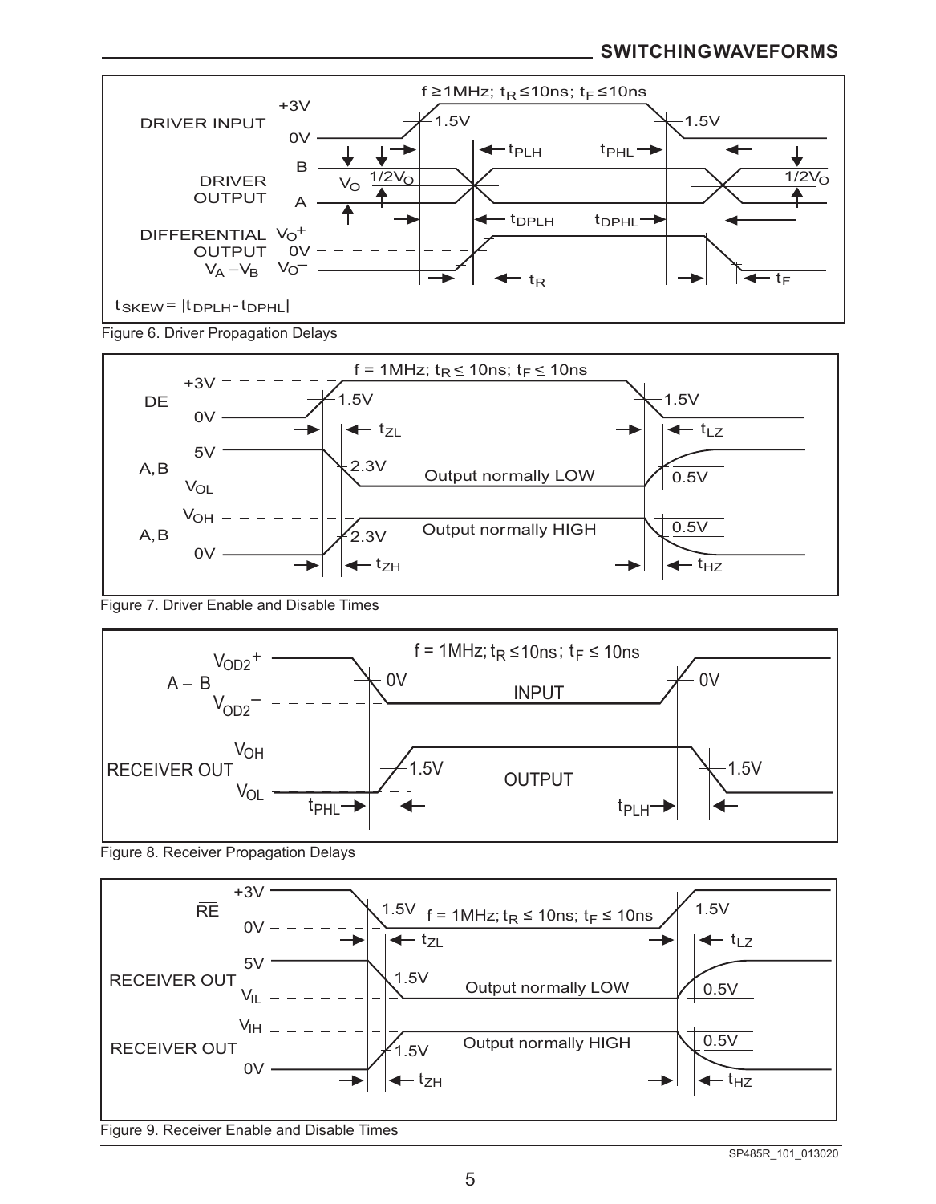## SWITCHING WAVEFORMS

Figure 6. Driver Propagation Delays

Figure 7. Driver Enable and Disable Times

Figure 8. Receiver Propagation Delays

Figure 9. Receiver Enable and Disable Times

SP485R_101_013020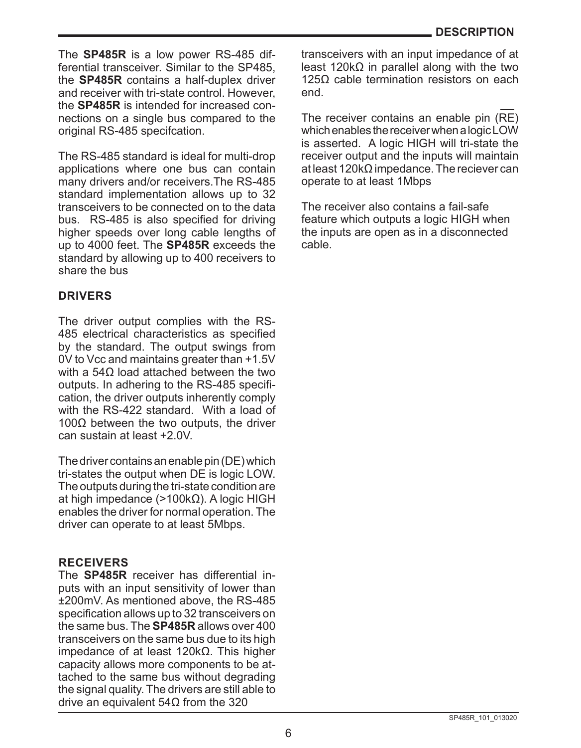The **SP485R** is a low power RS-485 differential transceiver. Similar to the SP485, the **SP485R** contains a half-duplex driver and receiver with tri-state control. However, the **SP485R** is intended for increased connections on a single bus compared to the original RS-485 specifcation.

The RS-485 standard is ideal for multi-drop applications where one bus can contain many drivers and/or receivers.The RS-485 standard implementation allows up to 32 transceivers to be connected on to the data bus. RS-485 is also specified for driving higher speeds over long cable lengths of up to 4000 feet. The **SP485R** exceeds the standard by allowing up to 400 receivers to share the bus

## DRIVERS

The driver output complies with the RS-485 electrical characteristics as specified by the standard. The output swings from 0V to Vcc and maintains greater than +1.5V with a 54Ω load attached between the two outputs. In adhering to the RS-485 specification, the driver outputs inherently comply with the RS-422 standard. With a load of 100Ω between the two outputs, the driver can sustain at least +2.0V.

The driver contains an enable pin (DE) which tri-states the output when DE is logic LOW. The outputs during the tri-state condition are at high impedance (>100kΩ). A logic HIGH enables the driver for normal operation. The driver can operate to at least 5Mbps.

## RECEIVERS

The **SP485R** receiver has differential inputs with an input sensitivity of lower than ±200mV. As mentioned above, the RS-485 specification allows up to 32 transceivers on the same bus. The **SP485R** allows over 400 transceivers on the same bus due to its high impedance of at least 120kΩ. This higher capacity allows more components to be attached to the same bus without degrading the signal quality. The drivers are still able to drive an equivalent 54Ω from the 320 transceivers with an input impedance of at least 120kΩ in parallel along with the two 125Ω cable termination resistors on each end.

The receiver contains an enable pin ($\overline{RE}$) which enables the receiver when a logic LOW is asserted. A logic HIGH will tri-state the receiver output and the inputs will maintain at least 120kΩ impedance. The reciever can operate to at least 1Mbps

The receiver also contains a fail-safe feature which outputs a logic HIGH when the inputs are open as in a disconnected cable.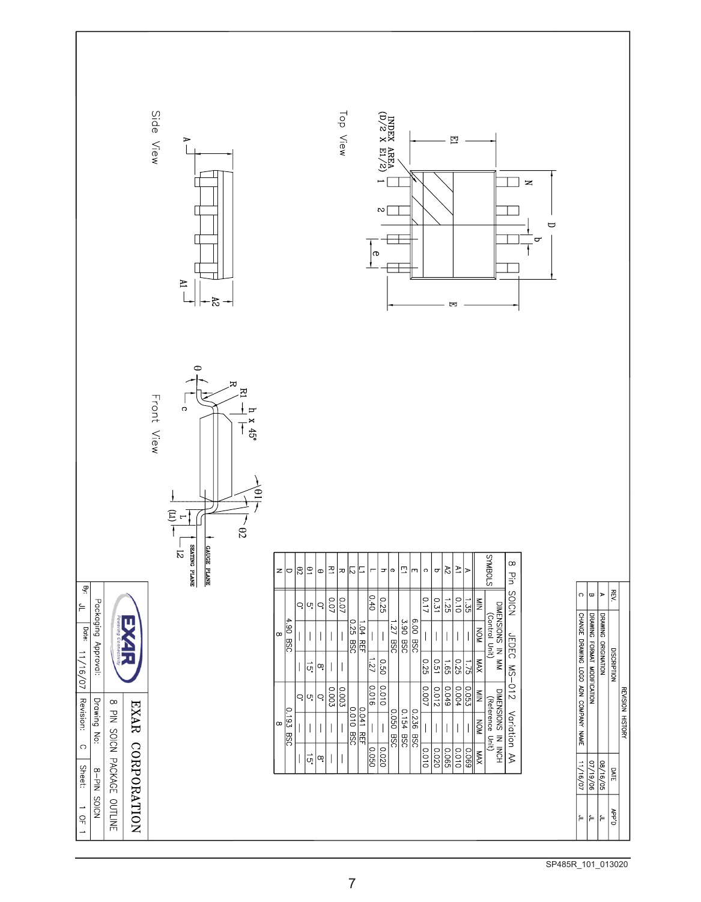## REVISION HISTORY

| REV. | DISCRIPTION | DATE | APP'D |
|---|---|---|---|
| A | DRAWING ORIGINATION | 08/16/05 | JL |
| B | DRAWING FORMAT MODIFICATION | 07/19/06 | JL |
| C | CHANGE DRAWING LOGO ADN COMPANY NAME | 11/16/07 | JL |

Top View

INDEX AREA (D/2 X E1/2)

Side View

Front View

GAUGE PLANE

SEATING PLANE

## 8 Pin SOICN JEDEC MS-012 Variation AA

| SYMBOLS | DIMENSIONS IN MM (Control Unit) | | | DIMENSIONS IN INCH (Reference Unit) | | |
|---|---|---|---|---|---|---|
| | MIN | NOM | MAX | MIN | NOM | MAX |
| A | 1.35 | — | 1.75 | 0.053 | — | 0.069 |
| A1 | 0.10 | — | 0.25 | 0.004 | — | 0.010 |
| A2 | 1.25 | — | 1.65 | 0.049 | — | 0.065 |
| b | 0.31 | — | 0.51 | 0.012 | — | 0.020 |
| c | 0.17 | — | 0.25 | 0.007 | — | 0.010 |
| E | 6.00 BSC | | | 0.236 BSC | | |
| E1 | 3.90 BSC | | | 0.154 BSC | | |
| e | 1.27 BSC | | | 0.050 BSC | | |
| h | 0.25 | — | 0.50 | 0.010 | — | 0.020 |
| L | 0.40 | — | 1.27 | 0.016 | — | 0.050 |
| L1 | 1.04 REF | | | 0.041 REF | | |
| L2 | 0.25 BSC | | | 0.010 BSC | | |
| R | 0.07 | — | — | 0.003 | — | — |
| R1 | 0.07 | — | — | 0.003 | — | — |
| θ | 0° | — | 8° | 0° | — | 8° |
| θ1 | 5° | — | 15° | 5° | — | 15° |
| θ2 | 0° | — | — | 0° | — | — |
| D | 4.90 BSC | | | 0.193 BSC | | |
| N | 8 | | | 8 | | |

EXAR Powering Connectivity

**EXAR CORPORATION**

| Packaging Approval: | 8 PIN SOICN PACKAGE OUTLINE | | |
|---|---|---|---|
| | Drawing No: | 8-PIN SOICN | |
| By: JL | Date: 11/16/07 | Revision: C | Sheet: 1 OF 1 |

SP485R_101_013020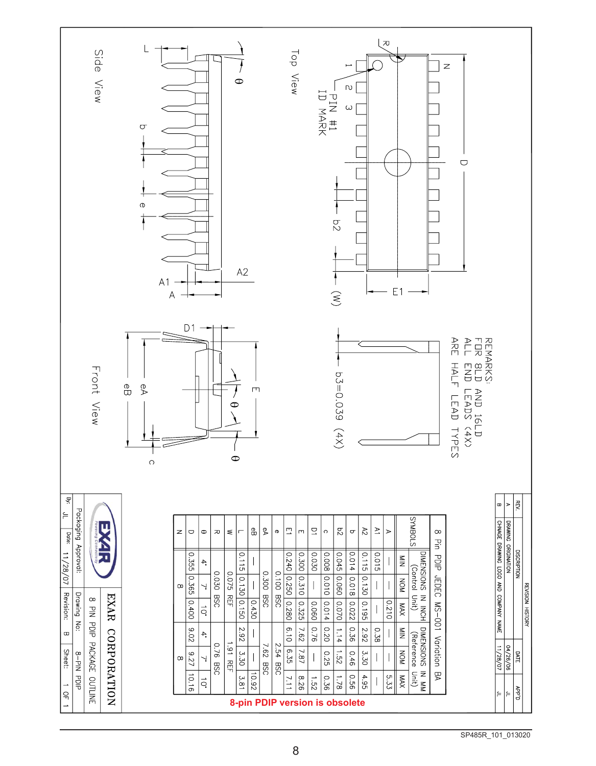REMARKS:
FOR 8LD AND 16LD
ALL END LEADS (4X)
ARE HALF LEAD TYPES

Top View

Side View

Front View

b3=0.039 (4X)

8 Pin PDIP JEDEC MS-001 Variation BA

| SYMBOLS | DIMENSIONS IN INCH (Control Unit) | | | DIMENSIONS IN MM (Reference Unit) | | |
|---|---|---|---|---|---|---|
| | MIN | NOM | MAX | MIN | NOM | MAX |
| A | — | — | 0.210 | — | — | 5.33 |
| A1 | 0.015 | — | — | 0.38 | — | — |
| A2 | 0.115 | 0.130 | 0.195 | 2.92 | 3.30 | 4.95 |
| b | 0.014 | 0.018 | 0.022 | 0.36 | 0.46 | 0.56 |
| b2 | 0.045 | 0.060 | 0.070 | 1.14 | 1.52 | 1.78 |
| c | 0.008 | 0.010 | 0.014 | 0.20 | 0.25 | 0.36 |
| D1 | 0.030 | — | 0.060 | 0.76 | — | 1.52 |
| E | 0.300 | 0.310 | 0.325 | 7.62 | 7.87 | 8.26 |
| E1 | 0.240 | 0.250 | 0.280 | 6.10 | 6.35 | 7.11 |
| e | 0.100 BSC | | | 2.54 BSC | | |
| eA | 0.300 BSC | | | 7.62 BSC | | |
| eB | — | — | 0.430 | — | — | 10.92 |
| L | 0.115 | 0.130 | 0.150 | 2.92 | 3.30 | 3.81 |
| W | 0.075 REF | | | 1.91 REF | | |
| R | 0.030 BSC | | | 0.76 BSC | | |
| θ | 4° | 7° | 10° | 4° | 7° | 10° |
| D | 0.355 | 0.365 | 0.400 | 9.02 | 9.27 | 10.16 |
| N | 8 | | | 8 | | |

**8-pin PDIP version is obsolete**

| REVISION HISTORY | | | |
|---|---|---|---|
| REV. | DISCRIPTION | DATE | APP'D |
| A | DRAWING ORIGINATION | 04/26/06 | JL |
| B | CHNAGE DRAWING LOGO AND COMPANY NAME | 11/28/07 | JL |

EXAR CORPORATION

8 PIN PDIP PACKAGE OUTLINE

| Packaging Approval: | Drawing No: 8-PIN PDIP |
|---|---|
| By: JL Date: 11/28/07 | Revision: B Sheet: 1 OF 1 |

SP485R_101_013020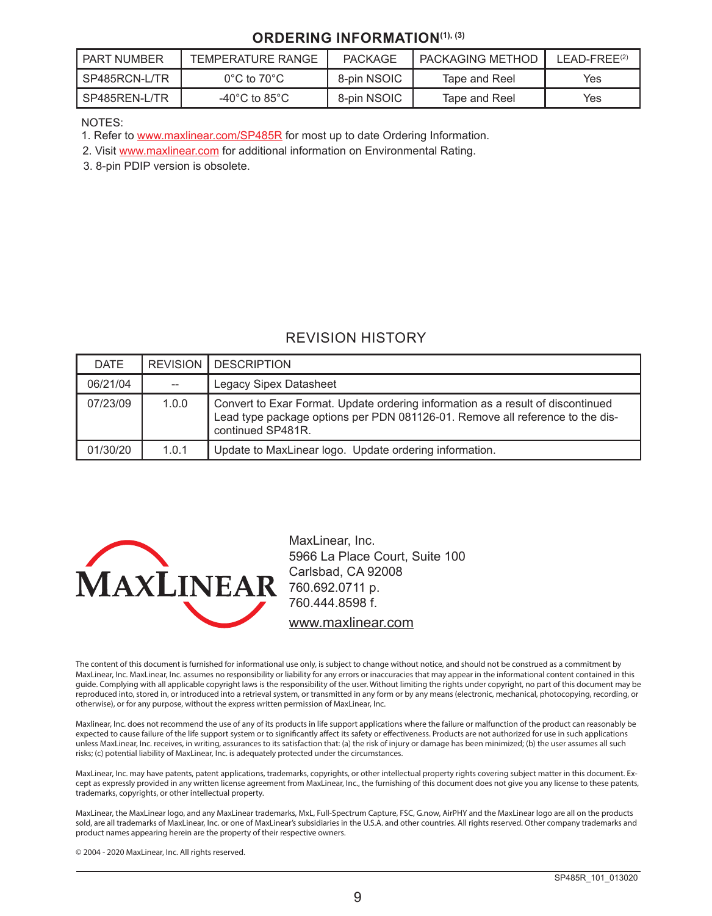## ORDERING INFORMATION[(1), (3)]

| PART NUMBER | TEMPERATURE RANGE | PACKAGE | PACKAGING METHOD | LEAD-FREE[(2)] |
|---|---|---|---|---|
| SP485RCN-L/TR | 0°C to 70°C | 8-pin NSOIC | Tape and Reel | Yes |
| SP485REN-L/TR | -40°C to 85°C | 8-pin NSOIC | Tape and Reel | Yes |

NOTES:

1. Refer to www.maxlinear.com/SP485R for most up to date Ordering Information.
2. Visit www.maxlinear.com for additional information on Environmental Rating.
3. 8-pin PDIP version is obsolete.

## REVISION HISTORY

| DATE | REVISION | DESCRIPTION |
|---|---|---|
| 06/21/04 | -- | Legacy Sipex Datasheet |
| 07/23/09 | 1.0.0 | Convert to Exar Format. Update ordering information as a result of discontinued Lead type package options per PDN 081126-01. Remove all reference to the discontinued SP481R. |
| 01/30/20 | 1.0.1 | Update to MaxLinear logo. Update ordering information. |

MaxLinear, Inc.
5966 La Place Court, Suite 100
Carlsbad, CA 92008
760.692.0711 p.
760.444.8598 f.

www.maxlinear.com

The content of this document is furnished for informational use only, is subject to change without notice, and should not be construed as a commitment by MaxLinear, Inc. MaxLinear, Inc. assumes no responsibility or liability for any errors or inaccuracies that may appear in the informational content contained in this guide. Complying with all applicable copyright laws is the responsibility of the user. Without limiting the rights under copyright, no part of this document may be reproduced into, stored in, or introduced into a retrieval system, or transmitted in any form or by any means (electronic, mechanical, photocopying, recording, or otherwise), or for any purpose, without the express written permission of MaxLinear, Inc.

Maxlinear, Inc. does not recommend the use of any of its products in life support applications where the failure or malfunction of the product can reasonably be expected to cause failure of the life support system or to significantly affect its safety or effectiveness. Products are not authorized for use in such applications unless MaxLinear, Inc. receives, in writing, assurances to its satisfaction that: (a) the risk of injury or damage has been minimized; (b) the user assumes all such risks; (c) potential liability of MaxLinear, Inc. is adequately protected under the circumstances.

MaxLinear, Inc. may have patents, patent applications, trademarks, copyrights, or other intellectual property rights covering subject matter in this document. Except as expressly provided in any written license agreement from MaxLinear, Inc., the furnishing of this document does not give you any license to these patents, trademarks, copyrights, or other intellectual property.

MaxLinear, the MaxLinear logo, and any MaxLinear trademarks, MxL, Full-Spectrum Capture, FSC, G.now, AirPHY and the MaxLinear logo are all on the products sold, are all trademarks of MaxLinear, Inc. or one of MaxLinear's subsidiaries in the U.S.A. and other countries. All rights reserved. Other company trademarks and product names appearing herein are the property of their respective owners.

© 2004 - 2020 MaxLinear, Inc. All rights reserved.

SP485R_101_013020